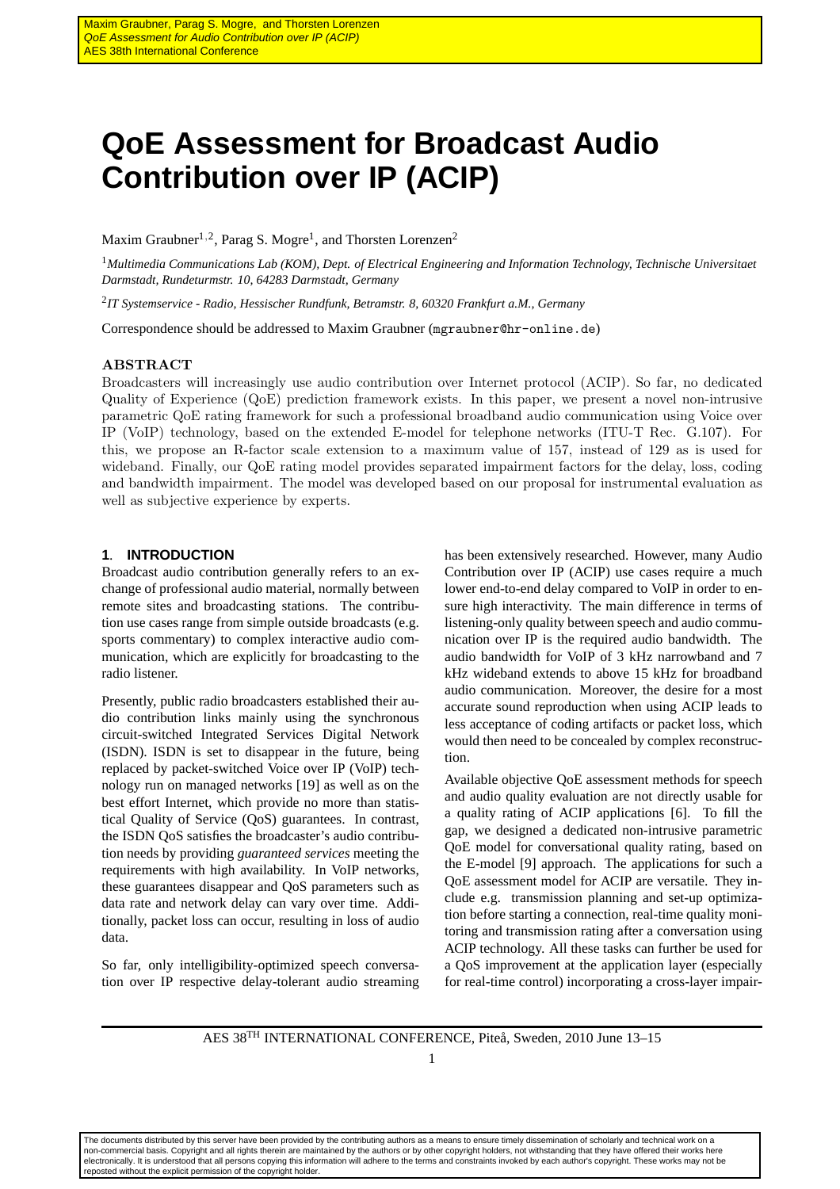# QoE Assessment for Broadcast Audio Contribution over IP (ACIP)

Maxim Graubner[1,2], Parag S. Mogre[1], and Thorsten Lorenzen[2]

[1] *Multimedia Communications Lab (KOM), Dept. of Electrical Engineering and Information Technology, Technische Universitaet Darmstadt, Rundeturmstr. 10, 64283 Darmstadt, Germany*

[2] *IT Systemservice - Radio, Hessischer Rundfunk, Betramstr. 8, 60320 Frankfurt a.M., Germany*

Correspondence should be addressed to Maxim Graubner (mgraubner@hr-online.de)

## ABSTRACT

Broadcasters will increasingly use audio contribution over Internet protocol (ACIP). So far, no dedicated Quality of Experience (QoE) prediction framework exists. In this paper, we present a novel non-intrusive parametric QoE rating framework for such a professional broadband audio communication using Voice over IP (VoIP) technology, based on the extended E-model for telephone networks (ITU-T Rec. G.107). For this, we propose an R-factor scale extension to a maximum value of 157, instead of 129 as is used for wideband. Finally, our QoE rating model provides separated impairment factors for the delay, loss, coding and bandwidth impairment. The model was developed based on our proposal for instrumental evaluation as well as subjective experience by experts.

## 1. INTRODUCTION

Broadcast audio contribution generally refers to an exchange of professional audio material, normally between remote sites and broadcasting stations. The contribution use cases range from simple outside broadcasts (e.g. sports commentary) to complex interactive audio communication, which are explicitly for broadcasting to the radio listener.

Presently, public radio broadcasters established their audio contribution links mainly using the synchronous circuit-switched Integrated Services Digital Network (ISDN). ISDN is set to disappear in the future, being replaced by packet-switched Voice over IP (VoIP) technology run on managed networks [19] as well as on the best effort Internet, which provide no more than statistical Quality of Service (QoS) guarantees. In contrast, the ISDN QoS satisfies the broadcaster's audio contribution needs by providing *guaranteed services* meeting the requirements with high availability. In VoIP networks, these guarantees disappear and QoS parameters such as data rate and network delay can vary over time. Additionally, packet loss can occur, resulting in loss of audio data.

So far, only intelligibility-optimized speech conversation over IP respective delay-tolerant audio streaming has been extensively researched. However, many Audio Contribution over IP (ACIP) use cases require a much lower end-to-end delay compared to VoIP in order to ensure high interactivity. The main difference in terms of listening-only quality between speech and audio communication over IP is the required audio bandwidth. The audio bandwidth for VoIP of 3 kHz narrowband and 7 kHz wideband extends to above 15 kHz for broadband audio communication. Moreover, the desire for a most accurate sound reproduction when using ACIP leads to less acceptance of coding artifacts or packet loss, which would then need to be concealed by complex reconstruction.

Available objective QoE assessment methods for speech and audio quality evaluation are not directly usable for a quality rating of ACIP applications [6]. To fill the gap, we designed a dedicated non-intrusive parametric QoE model for conversational quality rating, based on the E-model [9] approach. The applications for such a QoE assessment model for ACIP are versatile. They include e.g. transmission planning and set-up optimization before starting a connection, real-time quality monitoring and transmission rating after a conversation using ACIP technology. All these tasks can further be used for a QoS improvement at the application layer (especially for real-time control) incorporating a cross-layer impair-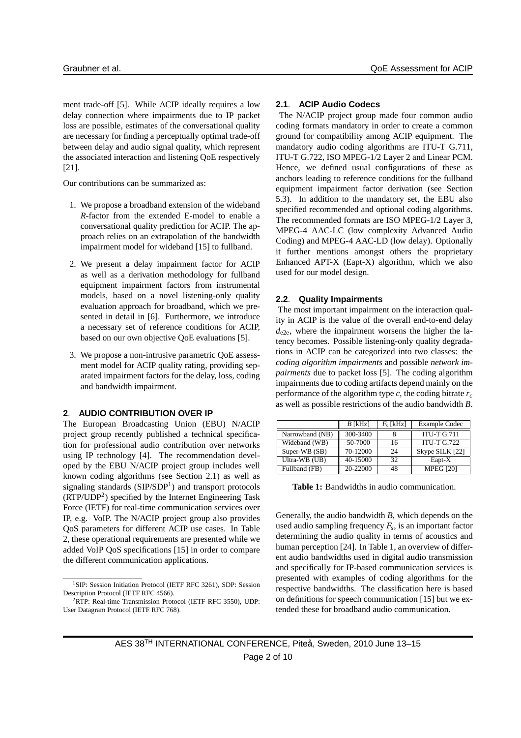ment trade-off [5]. While ACIP ideally requires a low delay connection where impairments due to IP packet loss are possible, estimates of the conversational quality are necessary for finding a perceptually optimal trade-off between delay and audio signal quality, which represent the associated interaction and listening QoE respectively [21].

Our contributions can be summarized as:

1. We propose a broadband extension of the wideband *R*-factor from the extended E-model to enable a conversational quality prediction for ACIP. The approach relies on an extrapolation of the bandwidth impairment model for wideband [15] to fullband.

2. We present a delay impairment factor for ACIP as well as a derivation methodology for fullband equipment impairment factors from instrumental models, based on a novel listening-only quality evaluation approach for broadband, which we presented in detail in [6]. Furthermore, we introduce a necessary set of reference conditions for ACIP, based on our own objective QoE evaluations [5].

3. We propose a non-intrusive parametric QoE assessment model for ACIP quality rating, providing separated impairment factors for the delay, loss, coding and bandwidth impairment.

## 2. AUDIO CONTRIBUTION OVER IP

The European Broadcasting Union (EBU) N/ACIP project group recently published a technical specification for professional audio contribution over networks using IP technology [4]. The recommendation developed by the EBU N/ACIP project group includes well known coding algorithms (see Section 2.1) as well as signaling standards (SIP/SDP[1]) and transport protocols (RTP/UDP[2]) specified by the Internet Engineering Task Force (IETF) for real-time communication services over IP, e.g. VoIP. The N/ACIP project group also provides QoS parameters for different ACIP use cases. In Table 2, these operational requirements are presented while we added VoIP QoS specifications [15] in order to compare the different communication applications.

[1] SIP: Session Initiation Protocol (IETF RFC 3261), SDP: Session Description Protocol (IETF RFC 4566).

[2] RTP: Real-time Transmission Protocol (IETF RFC 3550), UDP: User Datagram Protocol (IETF RFC 768).

### 2.1. ACIP Audio Codecs

The N/ACIP project group made four common audio coding formats mandatory in order to create a common ground for compatibility among ACIP equipment. The mandatory audio coding algorithms are ITU-T G.711, ITU-T G.722, ISO MPEG-1/2 Layer 2 and Linear PCM. Hence, we defined usual configurations of these as anchors leading to reference conditions for the fullband equipment impairment factor derivation (see Section 5.3). In addition to the mandatory set, the EBU also specified recommended and optional coding algorithms. The recommended formats are ISO MPEG-1/2 Layer 3, MPEG-4 AAC-LC (low complexity Advanced Audio Coding) and MPEG-4 AAC-LD (low delay). Optionally it further mentions amongst others the proprietary Enhanced APT-X (Eapt-X) algorithm, which we also used for our model design.

### 2.2. Quality Impairments

The most important impairment on the interaction quality in ACIP is the value of the overall end-to-end delay $d_{e2e}$, where the impairment worsens the higher the latency becomes. Possible listening-only quality degradations in ACIP can be categorized into two classes: the *coding algorithm impairments* and possible *network impairments* due to packet loss [5]. The coding algorithm impairments due to coding artifacts depend mainly on the performance of the algorithm type $c$, the coding bitrate $r_c$ as well as possible restrictions of the audio bandwidth $B$.

| | $B$ [kHz] | $F_s$ [kHz] | Example Codec |
|---|---|---|---|
| Narrowband (NB) | 300-3400 | 8 | ITU-T G.711 |
| Wideband (WB) | 50-7000 | 16 | ITU-T G.722 |
| Super-WB (SB) | 70-12000 | 24 | Skype SILK [22] |
| Ultra-WB (UB) | 40-15000 | 32 | Eapt-X |
| Fullband (FB) | 20-22000 | 48 | MPEG [20] |

**Table 1:** Bandwidths in audio communication.

Generally, the audio bandwidth $B$, which depends on the used audio sampling frequency $F_s$, is an important factor determining the audio quality in terms of acoustics and human perception [24]. In Table 1, an overview of different audio bandwidths used in digital audio transmission and specifically for IP-based communication services is presented with examples of coding algorithms for the respective bandwidths. The classification here is based on definitions for speech communication [15] but we extended these for broadband audio communication.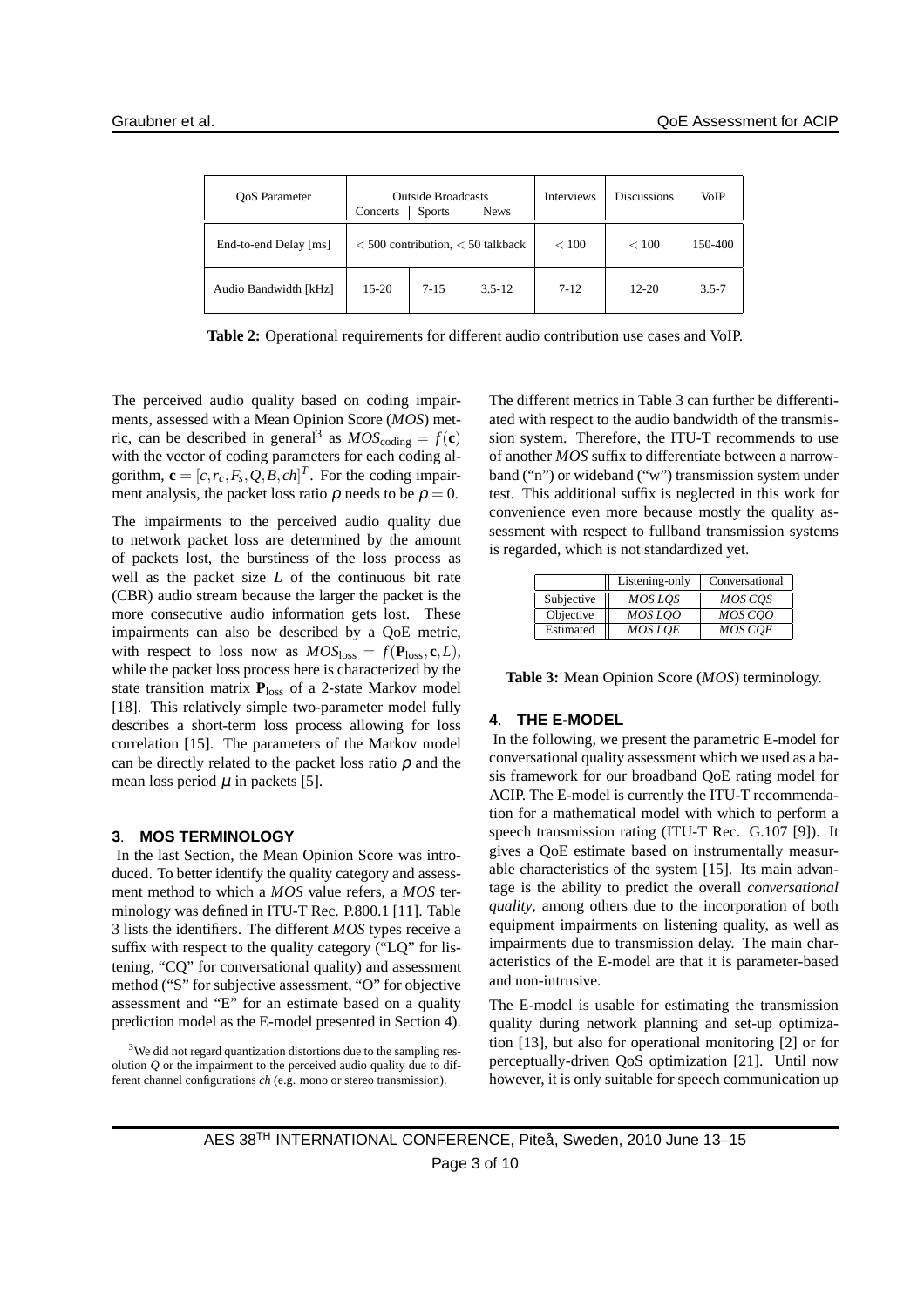| QoS Parameter | Outside Broadcasts | | | Interviews | Discussions | VoIP |
|---|---|---|---|---|---|---|
| | Concerts | Sports | News | | | |
| End-to-end Delay [ms] | $< 500$ contribution, $< 50$ talkback | | | $< 100$ | $< 100$ | 150-400 |
| Audio Bandwidth [kHz] | 15-20 | 7-15 | 3.5-12 | 7-12 | 12-20 | 3.5-7 |

**Table 2:** Operational requirements for different audio contribution use cases and VoIP.

The perceived audio quality based on coding impairments, assessed with a Mean Opinion Score (*MOS*) metric, can be described in general[3] as $MOS_{\text{coding}} = f(\mathbf{c})$ with the vector of coding parameters for each coding algorithm, $\mathbf{c} = [c, r_c, F_s, Q, B, ch]^T$. For the coding impairment analysis, the packet loss ratio $\rho$ needs to be $\rho = 0$.

The impairments to the perceived audio quality due to network packet loss are determined by the amount of packets lost, the burstiness of the loss process as well as the packet size $L$ of the continuous bit rate (CBR) audio stream because the larger the packet is the more consecutive audio information gets lost. These impairments can also be described by a QoE metric, with respect to loss now as $MOS_{\text{loss}} = f(\mathbf{P}_{\text{loss}}, \mathbf{c}, L)$, while the packet loss process here is characterized by the state transition matrix $\mathbf{P}_{\text{loss}}$ of a 2-state Markov model [18]. This relatively simple two-parameter model fully describes a short-term loss process allowing for loss correlation [15]. The parameters of the Markov model can be directly related to the packet loss ratio $\rho$ and the mean loss period $\mu$ in packets [5].

[3] We did not regard quantization distortions due to the sampling resolution $Q$ or the impairment to the perceived audio quality due to different channel configurations $ch$ (e.g. mono or stereo transmission).

## 3. MOS TERMINOLOGY

In the last Section, the Mean Opinion Score was introduced. To better identify the quality category and assessment method to which a *MOS* value refers, a *MOS* terminology was defined in ITU-T Rec. P.800.1 [11]. Table 3 lists the identifiers. The different *MOS* types receive a suffix with respect to the quality category ("LQ" for listening, "CQ" for conversational quality) and assessment method ("S" for subjective assessment, "O" for objective assessment and "E" for an estimate based on a quality prediction model as the E-model presented in Section 4).

The different metrics in Table 3 can further be differentiated with respect to the audio bandwidth of the transmission system. Therefore, the ITU-T recommends to use of another *MOS* suffix to differentiate between a narrowband ("n") or wideband ("w") transmission system under test. This additional suffix is neglected in this work for convenience even more because mostly the quality assessment with respect to fullband transmission systems is regarded, which is not standardized yet.

| | Listening-only | Conversational |
|---|---|---|
| Subjective | *MOS LQS* | *MOS CQS* |
| Objective | *MOS LQO* | *MOS CQO* |
| Estimated | *MOS LQE* | *MOS CQE* |

**Table 3:** Mean Opinion Score (*MOS*) terminology.

## 4. THE E-MODEL

In the following, we present the parametric E-model for conversational quality assessment which we used as a basis framework for our broadband QoE rating model for ACIP. The E-model is currently the ITU-T recommendation for a mathematical model with which to perform a speech transmission rating (ITU-T Rec. G.107 [9]). It gives a QoE estimate based on instrumentally measurable characteristics of the system [15]. Its main advantage is the ability to predict the overall *conversational quality*, among others due to the incorporation of both equipment impairments on listening quality, as well as impairments due to transmission delay. The main characteristics of the E-model are that it is parameter-based and non-intrusive.

The E-model is usable for estimating the transmission quality during network planning and set-up optimization [13], but also for operational monitoring [2] or for perceptually-driven QoS optimization [21]. Until now however, it is only suitable for speech communication up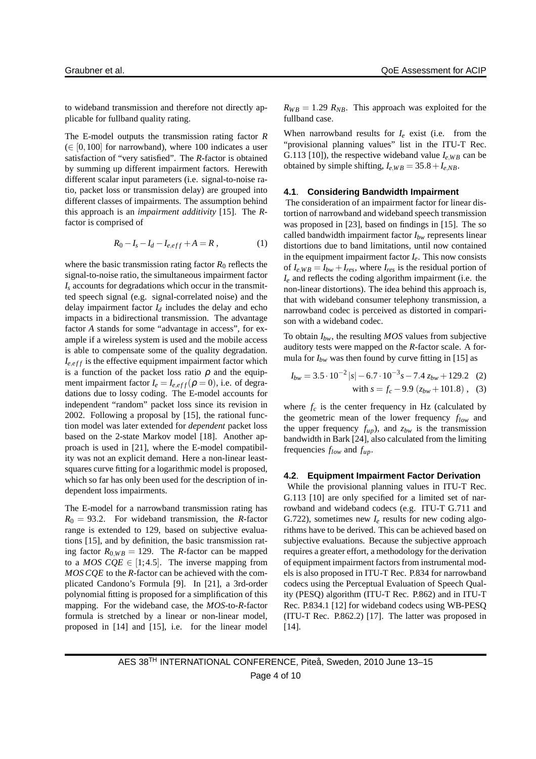to wideband transmission and therefore not directly applicable for fullband quality rating.

The E-model outputs the transmission rating factor $R$ ($\in [0,100]$ for narrowband), where 100 indicates a user satisfaction of "very satisfied". The $R$-factor is obtained by summing up different impairment factors. Herewith different scalar input parameters (i.e. signal-to-noise ratio, packet loss or transmission delay) are grouped into different classes of impairments. The assumption behind this approach is an *impairment additivity* [15]. The $R$-factor is comprised of

$$R_0 - I_s - I_d - I_{e,eff} + A = R\,, \tag{1}$$

where the basic transmission rating factor $R_0$ reflects the signal-to-noise ratio, the simultaneous impairment factor $I_s$ accounts for degradations which occur in the transmitted speech signal (e.g. signal-correlated noise) and the delay impairment factor $I_d$ includes the delay and echo impacts in a bidirectional transmission. The advantage factor $A$ stands for some "advantage in access", for example if a wireless system is used and the mobile access is able to compensate some of the quality degradation. $I_{e,eff}$ is the effective equipment impairment factor which is a function of the packet loss ratio $\rho$ and the equipment impairment factor $I_e = I_{e,eff}(\rho = 0)$, i.e. of degradations due to lossy coding. The E-model accounts for independent "random" packet loss since its revision in 2002. Following a proposal by [15], the rational function model was later extended for *dependent* packet loss based on the 2-state Markov model [18]. Another approach is used in [21], where the E-model compatibility was not an explicit demand. Here a non-linear least-squares curve fitting for a logarithmic model is proposed, which so far has only been used for the description of independent loss impairments.

The E-model for a narrowband transmission rating has $R_0 = 93.2$. For wideband transmission, the $R$-factor range is extended to 129, based on subjective evaluations [15], and by definition, the basic transmission rating factor $R_{0,WB} = 129$. The $R$-factor can be mapped to a $MOS\ CQE \in [1; 4.5]$. The inverse mapping from $MOS\,CQE$ to the $R$-factor can be achieved with the complicated Candono's Formula [9]. In [21], a 3rd-order polynomial fitting is proposed for a simplification of this mapping. For the wideband case, the $MOS$-to-$R$-factor formula is stretched by a linear or non-linear model, proposed in [14] and [15], i.e. for the linear model $R_{WB} = 1.29\ R_{NB}$. This approach was exploited for the fullband case.

When narrowband results for $I_e$ exist (i.e. from the "provisional planning values" list in the ITU-T Rec. G.113 [10]), the respective wideband value $I_{e,WB}$ can be obtained by simple shifting, $I_{e,WB} = 35.8 + I_{e,NB}$.

## 4.1. Considering Bandwidth Impairment

The consideration of an impairment factor for linear distortion of narrowband and wideband speech transmission was proposed in [23], based on findings in [15]. The so called bandwidth impairment factor $I_{bw}$ represents linear distortions due to band limitations, until now contained in the equipment impairment factor $I_e$. This now consists of $I_{e,WB} = I_{bw} + I_{res}$, where $I_{res}$ is the residual portion of $I_e$ and reflects the coding algorithm impairment (i.e. the non-linear distortions). The idea behind this approach is, that with wideband consumer telephony transmission, a narrowband codec is perceived as distorted in comparison with a wideband codec.

To obtain $I_{bw}$, the resulting $MOS$ values from subjective auditory tests were mapped on the $R$-factor scale. A formula for $I_{bw}$ was then found by curve fitting in [15] as

$$I_{bw} = 3.5\cdot 10^{-2}\,|s| - 6.7\cdot 10^{-3}s - 7.4\,z_{bw} + 129.2 \tag{2}$$

$$\text{with } s = f_c - 9.9\,(z_{bw} + 101.8)\,, \tag{3}$$

where $f_c$ is the center frequency in Hz (calculated by the geometric mean of the lower frequency $f_{low}$ and the upper frequency $f_{up}$), and $z_{bw}$ is the transmission bandwidth in Bark [24], also calculated from the limiting frequencies $f_{low}$ and $f_{up}$.

## 4.2. Equipment Impairment Factor Derivation

While the provisional planning values in ITU-T Rec. G.113 [10] are only specified for a limited set of narrowband and wideband codecs (e.g. ITU-T G.711 and G.722), sometimes new $I_e$ results for new coding algorithms have to be derived. This can be achieved based on subjective evaluations. Because the subjective approach requires a greater effort, a methodology for the derivation of equipment impairment factors from instrumental models is also proposed in ITU-T Rec. P.834 for narrowband codecs using the Perceptual Evaluation of Speech Quality (PESQ) algorithm (ITU-T Rec. P.862) and in ITU-T Rec. P.834.1 [12] for wideband codecs using WB-PESQ (ITU-T Rec. P.862.2) [17]. The latter was proposed in [14].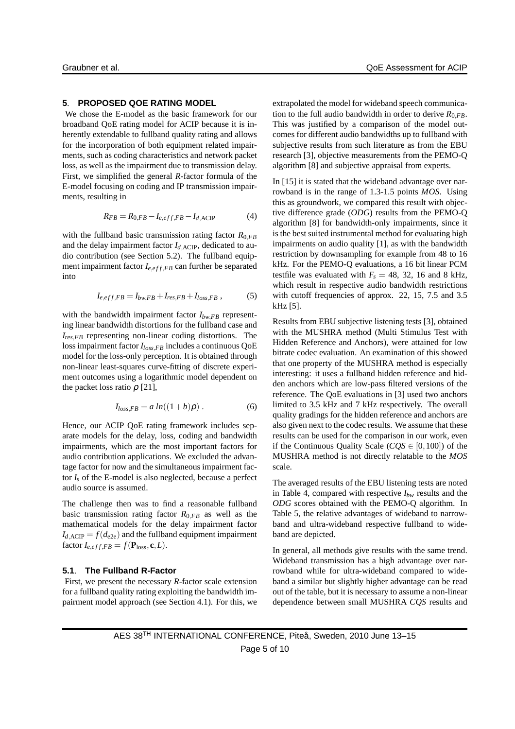## 5. PROPOSED QOE RATING MODEL

We chose the E-model as the basic framework for our broadband QoE rating model for ACIP because it is inherently extendable to fullband quality rating and allows for the incorporation of both equipment related impairments, such as coding characteristics and network packet loss, as well as the impairment due to transmission delay. First, we simplified the general *R*-factor formula of the E-model focusing on coding and IP transmission impairments, resulting in

$$R_{FB} = R_{0,FB} - I_{e,eff,FB} - I_{d,\mathrm{ACIP}} \tag{4}$$

with the fullband basic transmission rating factor $R_{0,FB}$ and the delay impairment factor $I_{d,\mathrm{ACIP}}$, dedicated to audio contribution (see Section 5.2). The fullband equipment impairment factor $I_{e,eff,FB}$ can further be separated into

$$I_{e,eff,FB} = I_{bw,FB} + I_{res,FB} + I_{loss,FB} \ , \tag{5}$$

with the bandwidth impairment factor $I_{bw,FB}$ representing linear bandwidth distortions for the fullband case and $I_{res,FB}$ representing non-linear coding distortions. The loss impairment factor $I_{loss,FB}$ includes a continuous QoE model for the loss-only perception. It is obtained through non-linear least-squares curve-fitting of discrete experiment outcomes using a logarithmic model dependent on the packet loss ratio $\rho$ [21],

$$I_{loss,FB} = a \ ln((1+b)\rho) \ . \tag{6}$$

Hence, our ACIP QoE rating framework includes separate models for the delay, loss, coding and bandwidth impairments, which are the most important factors for audio contribution applications. We excluded the advantage factor for now and the simultaneous impairment factor $I_s$ of the E-model is also neglected, because a perfect audio source is assumed.

The challenge then was to find a reasonable fullband basic transmission rating factor $R_{0,FB}$ as well as the mathematical models for the delay impairment factor $I_{d,\mathrm{ACIP}} = f(d_{\mathrm{e2e}})$ and the fullband equipment impairment factor $I_{e,eff,FB} = f(\mathbf{P}_{\mathrm{loss}}, \mathbf{c}, L)$.

### 5.1. The Fullband R-Factor

First, we present the necessary *R*-factor scale extension for a fullband quality rating exploiting the bandwidth impairment model approach (see Section 4.1). For this, we extrapolated the model for wideband speech communication to the full audio bandwidth in order to derive $R_{0,FB}$. This was justified by a comparison of the model outcomes for different audio bandwidths up to fullband with subjective results from such literature as from the EBU research [3], objective measurements from the PEMO-Q algorithm [8] and subjective appraisal from experts.

In [15] it is stated that the wideband advantage over narrowband is in the range of 1.3-1.5 points *MOS*. Using this as groundwork, we compared this result with objective difference grade (*ODG*) results from the PEMO-Q algorithm [8] for bandwidth-only impairments, since it is the best suited instrumental method for evaluating high impairments on audio quality [1], as with the bandwidth restriction by downsampling for example from 48 to 16 kHz. For the PEMO-Q evaluations, a 16 bit linear PCM testfile was evaluated with $F_s$ = 48, 32, 16 and 8 kHz, which result in respective audio bandwidth restrictions with cutoff frequencies of approx. 22, 15, 7.5 and 3.5 kHz [5].

Results from EBU subjective listening tests [3], obtained with the MUSHRA method (Multi Stimulus Test with Hidden Reference and Anchors), were attained for low bitrate codec evaluation. An examination of this showed that one property of the MUSHRA method is especially interesting: it uses a fullband hidden reference and hidden anchors which are low-pass filtered versions of the reference. The QoE evaluations in [3] used two anchors limited to 3.5 kHz and 7 kHz respectively. The overall quality gradings for the hidden reference and anchors are also given next to the codec results. We assume that these results can be used for the comparison in our work, even if the Continuous Quality Scale ($CQS \in [0, 100]$) of the MUSHRA method is not directly relatable to the *MOS* scale.

The averaged results of the EBU listening tests are noted in Table 4, compared with respective $I_{bw}$ results and the *ODG* scores obtained with the PEMO-Q algorithm. In Table 5, the relative advantages of wideband to narrowband and ultra-wideband respective fullband to wideband are depicted.

In general, all methods give results with the same trend. Wideband transmission has a high advantage over narrowband while for ultra-wideband compared to wideband a similar but slightly higher advantage can be read out of the table, but it is necessary to assume a non-linear dependence between small MUSHRA *CQS* results and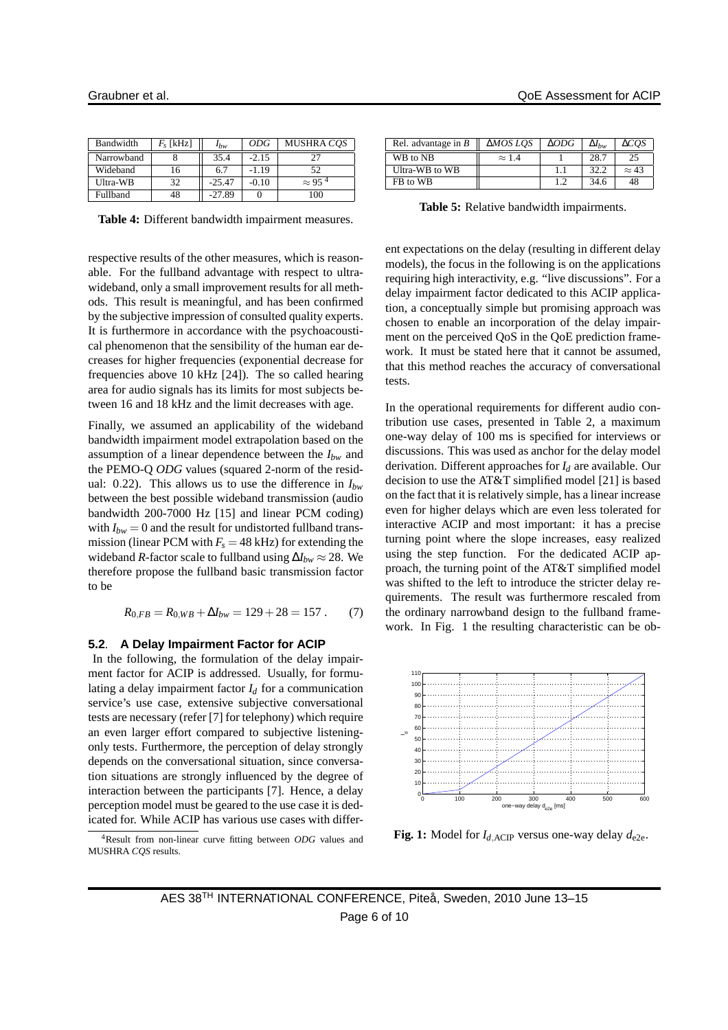| Bandwidth | $F_s$ [kHz] | $I_{bw}$ | *ODG* | MUSHRA *CQS* |
|---|---|---|---|---|
| Narrowband | 8 | 35.4 | -2.15 | 27 |
| Wideband | 16 | 6.7 | -1.19 | 52 |
| Ultra-WB | 32 | -25.47 | -0.10 | $\approx 95$ [4] |
| Fullband | 48 | -27.89 | 0 | 100 |

**Table 4:** Different bandwidth impairment measures.

| Rel. advantage in $B$ | $\Delta MOS\ LQS$ | $\Delta ODG$ | $\Delta I_{bw}$ | $\Delta CQS$ |
|---|---|---|---|---|
| WB to NB | $\approx 1.4$ | 1 | 28.7 | 25 |
| Ultra-WB to WB | | 1.1 | 32.2 | $\approx 43$ |
| FB to WB | | 1.2 | 34.6 | 48 |

**Table 5:** Relative bandwidth impairments.

respective results of the other measures, which is reasonable. For the fullband advantage with respect to ultra-wideband, only a small improvement results for all methods. This result is meaningful, and has been confirmed by the subjective impression of consulted quality experts. It is furthermore in accordance with the psychoacoustical phenomenon that the sensibility of the human ear decreases for higher frequencies (exponential decrease for frequencies above 10 kHz [24]). The so called hearing area for audio signals has its limits for most subjects between 16 and 18 kHz and the limit decreases with age.

Finally, we assumed an applicability of the wideband bandwidth impairment model extrapolation based on the assumption of a linear dependence between the $I_{bw}$ and the PEMO-Q *ODG* values (squared 2-norm of the residual: 0.22). This allows us to use the difference in $I_{bw}$ between the best possible wideband transmission (audio bandwidth 200-7000 Hz [15] and linear PCM coding) with $I_{bw} = 0$ and the result for undistorted fullband transmission (linear PCM with $F_s = 48$ kHz) for extending the wideband *R*-factor scale to fullband using $\Delta I_{bw} \approx 28$. We therefore propose the fullband basic transmission factor to be

$$R_{0,FB} = R_{0,WB} + \Delta I_{bw} = 129 + 28 = 157\ . \qquad (7)$$

### 5.2. A Delay Impairment Factor for ACIP

In the following, the formulation of the delay impairment factor for ACIP is addressed. Usually, for formulating a delay impairment factor $I_d$ for a communication service's use case, extensive subjective conversational tests are necessary (refer [7] for telephony) which require an even larger effort compared to subjective listening-only tests. Furthermore, the perception of delay strongly depends on the conversational situation, since conversation situations are strongly influenced by the degree of interaction between the participants [7]. Hence, a delay perception model must be geared to the use case it is dedicated for. While ACIP has various use cases with different expectations on the delay (resulting in different delay models), the focus in the following is on the applications requiring high interactivity, e.g. "live discussions". For a delay impairment factor dedicated to this ACIP application, a conceptually simple but promising approach was chosen to enable an incorporation of the delay impairment on the perceived QoS in the QoE prediction framework. It must be stated here that it cannot be assumed, that this method reaches the accuracy of conversational tests.

In the operational requirements for different audio contribution use cases, presented in Table 2, a maximum one-way delay of 100 ms is specified for interviews or discussions. This was used as anchor for the delay model derivation. Different approaches for $I_d$ are available. Our decision to use the AT&T simplified model [21] is based on the fact that it is relatively simple, has a linear increase even for higher delays which are even less tolerated for interactive ACIP and most important: it has a precise turning point where the slope increases, easy realized using the step function. For the dedicated ACIP approach, the turning point of the AT&T simplified model was shifted to the left to introduce the stricter delay requirements. The result was furthermore rescaled from the ordinary narrowband design to the fullband framework. In Fig. 1 the resulting characteristic can be ob-

I_d
0 10 20 30 40 50 60 70 80 90 100 110
0 100 200 300 400 500 600
one-way delay $d_{e2e}$ [ms]

**Fig. 1:** Model for $I_{d,\text{ACIP}}$ versus one-way delay $d_{\text{e2e}}$.

[4] Result from non-linear curve fitting between *ODG* values and MUSHRA *CQS* results.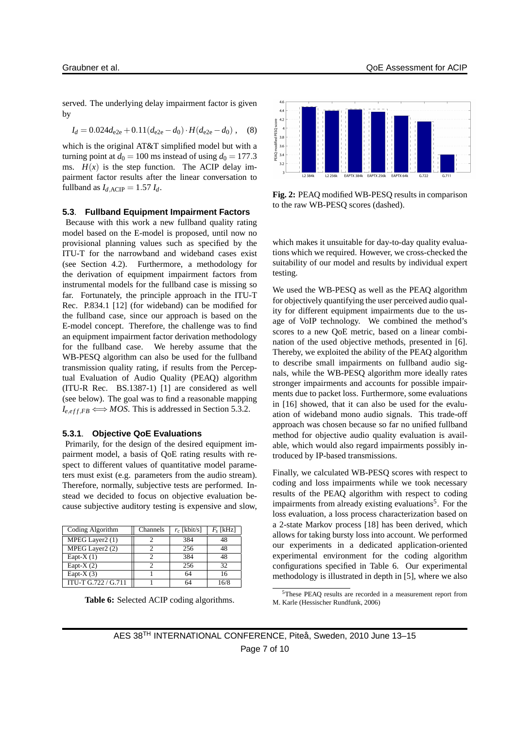served. The underlying delay impairment factor is given by

$$I_d = 0.024 d_{\mathrm{e2e}} + 0.11(d_{\mathrm{e2e}} - d_0) \cdot H(d_{\mathrm{e2e}} - d_0) \,, \quad (8)$$

which is the original AT&T simplified model but with a turning point at $d_0 = 100$ ms instead of using $d_0 = 177.3$ ms. $H(x)$ is the step function. The ACIP delay impairment factor results after the linear conversation to fullband as $I_{d,\mathrm{ACIP}} = 1.57\, I_d$.

### 5.3. Fullband Equipment Impairment Factors

Because with this work a new fullband quality rating model based on the E-model is proposed, until now no provisional planning values such as specified by the ITU-T for the narrowband and wideband cases exist (see Section 4.2). Furthermore, a methodology for the derivation of equipment impairment factors from instrumental models for the fullband case is missing so far. Fortunately, the principle approach in the ITU-T Rec. P.834.1 [12] (for wideband) can be modified for the fullband case, since our approach is based on the E-model concept. Therefore, the challenge was to find an equipment impairment factor derivation methodology for the fullband case. We hereby assume that the WB-PESQ algorithm can also be used for the fullband transmission quality rating, if results from the Perceptual Evaluation of Audio Quality (PEAQ) algorithm (ITU-R Rec. BS.1387-1) [1] are considered as well (see below). The goal was to find a reasonable mapping $I_{e,eff,FB} \Longleftrightarrow MOS$. This is addressed in Section 5.3.2.

#### 5.3.1. Objective QoE Evaluations

Primarily, for the design of the desired equipment impairment model, a basis of QoE rating results with respect to different values of quantitative model parameters must exist (e.g. parameters from the audio stream). Therefore, normally, subjective tests are performed. Instead we decided to focus on objective evaluation because subjective auditory testing is expensive and slow,

| Coding Algorithm | Channels | $r_c$ [kbit/s] | $F_s$ [kHz] |
|---|---|---|---|
| MPEG Layer2 (1) | 2 | 384 | 48 |
| MPEG Layer2 (2) | 2 | 256 | 48 |
| Eapt-X (1) | 2 | 384 | 48 |
| Eapt-X (2) | 2 | 256 | 32 |
| Eapt-X (3) | 1 | 64 | 16 |
| ITU-T G.722 / G.711 | 1 | 64 | 16/8 |

**Table 6:** Selected ACIP coding algorithms.

PEAQ modified PESQ score
4.6
4.4
4.2
4
3.8
3.6
3.4
3.2
3
L2 384k
L2 256k
EAPTX 384k
EAPTX 256k
EAPTX 64k
G.722
G.711

**Fig. 2:** PEAQ modified WB-PESQ results in comparison to the raw WB-PESQ scores (dashed).

which makes it unsuitable for day-to-day quality evaluations which we required. However, we cross-checked the suitability of our model and results by individual expert testing.

We used the WB-PESQ as well as the PEAQ algorithm for objectively quantifying the user perceived audio quality for different equipment impairments due to the usage of VoIP technology. We combined the method's scores to a new QoE metric, based on a linear combination of the used objective methods, presented in [6]. Thereby, we exploited the ability of the PEAQ algorithm to describe small impairments on fullband audio signals, while the WB-PESQ algorithm more ideally rates stronger impairments and accounts for possible impairments due to packet loss. Furthermore, some evaluations in [16] showed, that it can also be used for the evaluation of wideband mono audio signals. This trade-off approach was chosen because so far no unified fullband method for objective audio quality evaluation is available, which would also regard impairments possibly introduced by IP-based transmissions.

Finally, we calculated WB-PESQ scores with respect to coding and loss impairments while we took necessary results of the PEAQ algorithm with respect to coding impairments from already existing evaluations[5]. For the loss evaluation, a loss process characterization based on a 2-state Markov process [18] has been derived, which allows for taking bursty loss into account. We performed our experiments in a dedicated application-oriented experimental environment for the coding algorithm configurations specified in Table 6. Our experimental methodology is illustrated in depth in [5], where we also

[5] These PEAQ results are recorded in a measurement report from M. Karle (Hessischer Rundfunk, 2006)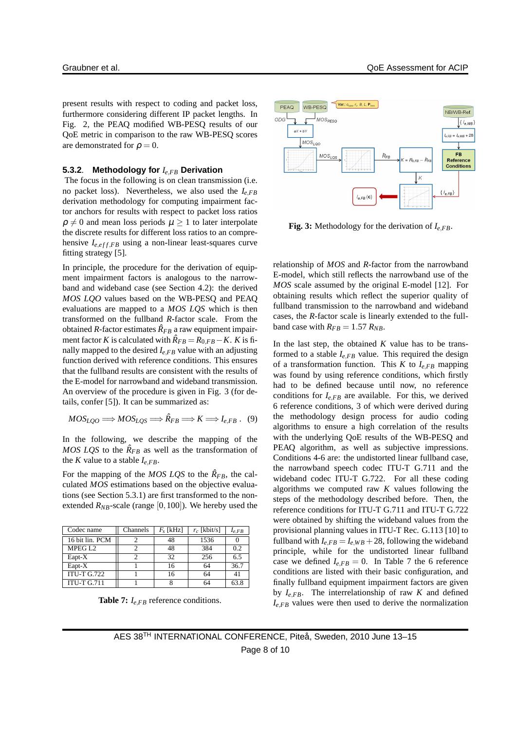present results with respect to coding and packet loss, furthermore considering different IP packet lengths. In Fig. 2, the PEAQ modified WB-PESQ results of our QoE metric in comparison to the raw WB-PESQ scores are demonstrated for $\rho = 0$.

### 5.3.2. Methodology for $I_{e,FB}$ Derivation

The focus in the following is on clean transmission (i.e. no packet loss). Nevertheless, we also used the $I_{e,FB}$ derivation methodology for computing impairment factor anchors for results with respect to packet loss ratios $\rho \neq 0$ and mean loss periods $\mu \geq 1$ to later interpolate the discrete results for different loss ratios to an comprehensive $I_{e,eff,FB}$ using a non-linear least-squares curve fitting strategy [5].

In principle, the procedure for the derivation of equipment impairment factors is analogous to the narrowband and wideband case (see Section 4.2): the derived *MOS LQO* values based on the WB-PESQ and PEAQ evaluations are mapped to a *MOS LQS* which is then transformed on the fullband *R*-factor scale. From the obtained *R*-factor estimates $\hat{R}_{FB}$ a raw equipment impairment factor $K$ is calculated with $\hat{R}_{FB} = R_{0,FB} - K$. $K$ is finally mapped to the desired $I_{e,FB}$ value with an adjusting function derived with reference conditions. This ensures that the fullband results are consistent with the results of the E-model for narrowband and wideband transmission. An overview of the procedure is given in Fig. 3 (for details, confer [5]). It can be summarized as:

$$MOS_{LQO} \Longrightarrow MOS_{LQS} \Longrightarrow \hat{R}_{FB} \Longrightarrow K \Longrightarrow I_{e,FB}\,. \quad (9)$$

In the following, we describe the mapping of the *MOS LQS* to the $\hat{R}_{FB}$ as well as the transformation of the $K$ value to a stable $I_{e,FB}$.

For the mapping of the *MOS LQS* to the $\hat{R}_{FB}$, the calculated *MOS* estimations based on the objective evaluations (see Section 5.3.1) are first transformed to the non-extended $R_{NB}$-scale (range $[0,100]$). We hereby used the

| Codec name | Channels | $F_s$ [kHz] | $r_c$ [kbit/s] | $I_{e,FB}$ |
|---|---|---|---|---|
| 16 bit lin. PCM | 2 | 48 | 1536 | 0 |
| MPEG L2 | 2 | 48 | 384 | 0.2 |
| Eapt-X | 2 | 32 | 256 | 6.5 |
| Eapt-X | 1 | 16 | 64 | 36.7 |
| ITU-T G.722 | 1 | 16 | 64 | 41 |
| ITU-T G.711 | 1 | 8 | 64 | 63.8 |

**Table 7:** $I_{e,FB}$ reference conditions.

PEAQ
WB-PESQ
Var.: $c_{type}$, $r_c$, B, L, $P_{loss}$
NB/WB-Ref.
ODG
$MOS_{PESQ}$
aX + bY
$\{ I_{e,WB} \}$
$I_{e,FB} = I_{e,WB} + 28$
$MOS_{LQO}$
$MOS_{LQS}$
$\hat{R}_{FB}$
$K = R_{0,FB} - \hat{R}_{FB}$
FB Reference Conditions
$K$
$\{ I_{e,FB} \}$
$I_{e,FB}$ (c)

**Fig. 3:** Methodology for the derivation of $I_{e,FB}$.

relationship of *MOS* and *R*-factor from the narrowband E-model, which still reflects the narrowband use of the *MOS* scale assumed by the original E-model [12]. For obtaining results which reflect the superior quality of fullband transmission to the narrowband and wideband cases, the *R*-factor scale is linearly extended to the fullband case with $R_{FB} = 1.57\ R_{NB}$.

In the last step, the obtained $K$ value has to be transformed to a stable $I_{e,FB}$ value. This required the design of a transformation function. This $K$ to $I_{e,FB}$ mapping was found by using reference conditions, which firstly had to be defined because until now, no reference conditions for $I_{e,FB}$ are available. For this, we derived 6 reference conditions, 3 of which were derived during the methodology design process for audio coding algorithms to ensure a high correlation of the results with the underlying QoE results of the WB-PESQ and PEAQ algorithm, as well as subjective impressions. Conditions 4-6 are: the undistorted linear fullband case, the narrowband speech codec ITU-T G.711 and the wideband codec ITU-T G.722. For all these coding algorithms we computed raw $K$ values following the steps of the methodology described before. Then, the reference conditions for ITU-T G.711 and ITU-T G.722 were obtained by shifting the wideband values from the provisional planning values in ITU-T Rec. G.113 [10] to fullband with $I_{e,FB} = I_{e,WB} + 28$, following the wideband principle, while for the undistorted linear fullband case we defined $I_{e,FB} = 0$. In Table 7 the 6 reference conditions are listed with their basic configuration, and finally fullband equipment impairment factors are given by $I_{e,FB}$. The interrelationship of raw $K$ and defined $I_{e,FB}$ values were then used to derive the normalization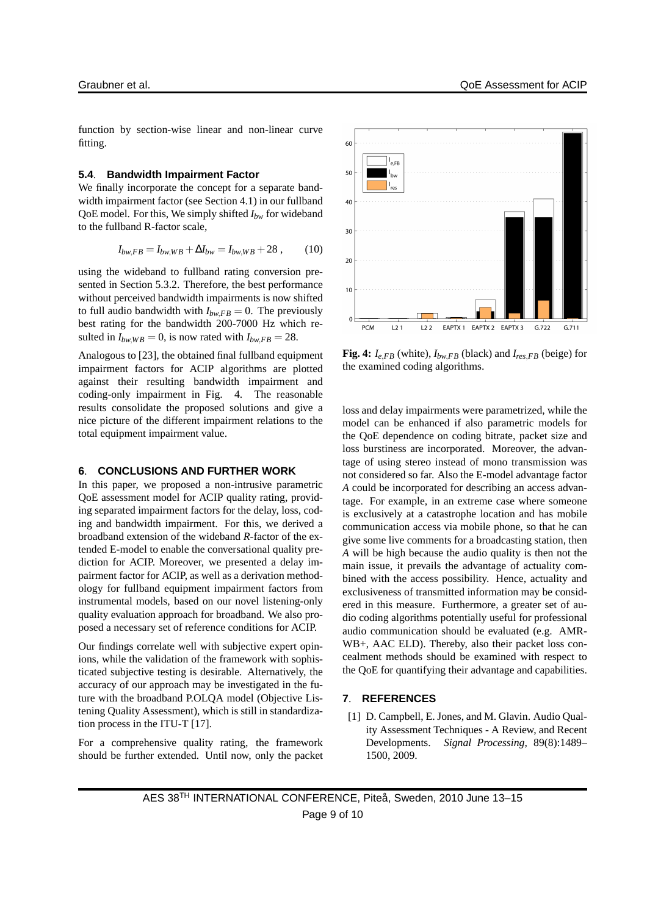function by section-wise linear and non-linear curve fitting.

### 5.4. Bandwidth Impairment Factor

We finally incorporate the concept for a separate bandwidth impairment factor (see Section 4.1) in our fullband QoE model. For this, We simply shifted $I_{bw}$ for wideband to the fullband R-factor scale,

$$I_{bw,FB} = I_{bw,WB} + \Delta I_{bw} = I_{bw,WB} + 28\ , \qquad (10)$$

using the wideband to fullband rating conversion presented in Section 5.3.2. Therefore, the best performance without perceived bandwidth impairments is now shifted to full audio bandwidth with $I_{bw,FB} = 0$. The previously best rating for the bandwidth 200-7000 Hz which resulted in $I_{bw,WB} = 0$, is now rated with $I_{bw,FB} = 28$.

Analogous to [23], the obtained final fullband equipment impairment factors for ACIP algorithms are plotted against their resulting bandwidth impairment and coding-only impairment in Fig. 4. The reasonable results consolidate the proposed solutions and give a nice picture of the different impairment relations to the total equipment impairment value.

60
50
40
30
20
10
0

$I_{e,FB}$
$I_{bw}$
$I_{res}$

PCM L2 1 L2 2 EAPTX 1 EAPTX 2 EAPTX 3 G.722 G.711

**Fig. 4:** $I_{e,FB}$ (white), $I_{bw,FB}$ (black) and $I_{res,FB}$ (beige) for the examined coding algorithms.

## 6. CONCLUSIONS AND FURTHER WORK

In this paper, we proposed a non-intrusive parametric QoE assessment model for ACIP quality rating, providing separated impairment factors for the delay, loss, coding and bandwidth impairment. For this, we derived a broadband extension of the wideband *R*-factor of the extended E-model to enable the conversational quality prediction for ACIP. Moreover, we presented a delay impairment factor for ACIP, as well as a derivation methodology for fullband equipment impairment factors from instrumental models, based on our novel listening-only quality evaluation approach for broadband. We also proposed a necessary set of reference conditions for ACIP.

Our findings correlate well with subjective expert opinions, while the validation of the framework with sophisticated subjective testing is desirable. Alternatively, the accuracy of our approach may be investigated in the future with the broadband P.OLQA model (Objective Listening Quality Assessment), which is still in standardization process in the ITU-T [17].

For a comprehensive quality rating, the framework should be further extended. Until now, only the packet loss and delay impairments were parametrized, while the model can be enhanced if also parametric models for the QoE dependence on coding bitrate, packet size and loss burstiness are incorporated. Moreover, the advantage of using stereo instead of mono transmission was not considered so far. Also the E-model advantage factor *A* could be incorporated for describing an access advantage. For example, in an extreme case where someone is exclusively at a catastrophe location and has mobile communication access via mobile phone, so that he can give some live comments for a broadcasting station, then *A* will be high because the audio quality is then not the main issue, it prevails the advantage of actuality combined with the access possibility. Hence, actuality and exclusiveness of transmitted information may be considered in this measure. Furthermore, a greater set of audio coding algorithms potentially useful for professional audio communication should be evaluated (e.g. AMR-WB+, AAC ELD). Thereby, also their packet loss concealment methods should be examined with respect to the QoE for quantifying their advantage and capabilities.

## 7. REFERENCES

[1] D. Campbell, E. Jones, and M. Glavin. Audio Quality Assessment Techniques - A Review, and Recent Developments. *Signal Processing*, 89(8):1489–1500, 2009.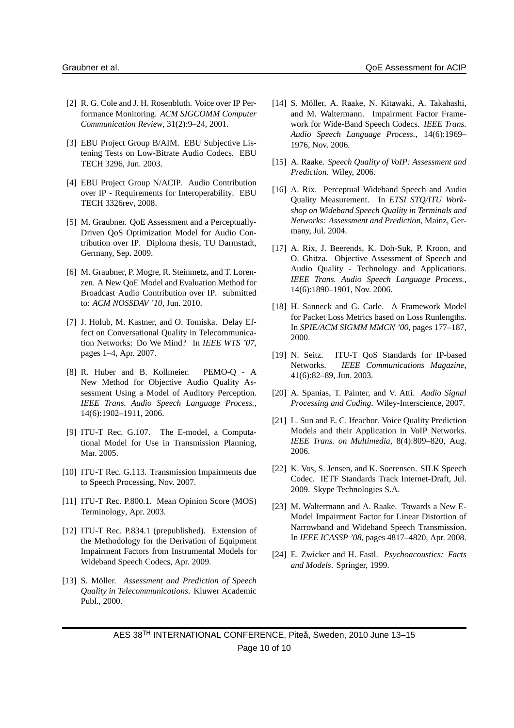[2] R. G. Cole and J. H. Rosenbluth. Voice over IP Performance Monitoring. *ACM SIGCOMM Computer Communication Review*, 31(2):9–24, 2001.

[3] EBU Project Group B/AIM. EBU Subjective Listening Tests on Low-Bitrate Audio Codecs. EBU TECH 3296, Jun. 2003.

[4] EBU Project Group N/ACIP. Audio Contribution over IP - Requirements for Interoperability. EBU TECH 3326rev, 2008.

[5] M. Graubner. QoE Assessment and a Perceptually-Driven QoS Optimization Model for Audio Contribution over IP. Diploma thesis, TU Darmstadt, Germany, Sep. 2009.

[6] M. Graubner, P. Mogre, R. Steinmetz, and T. Lorenzen. A New QoE Model and Evaluation Method for Broadcast Audio Contribution over IP. submitted to: *ACM NOSSDAV '10*, Jun. 2010.

[7] J. Holub, M. Kastner, and O. Tomiska. Delay Effect on Conversational Quality in Telecommunication Networks: Do We Mind? In *IEEE WTS '07*, pages 1–4, Apr. 2007.

[8] R. Huber and B. Kollmeier. PEMO-Q - A New Method for Objective Audio Quality Assessment Using a Model of Auditory Perception. *IEEE Trans. Audio Speech Language Process.*, 14(6):1902–1911, 2006.

[9] ITU-T Rec. G.107. The E-model, a Computational Model for Use in Transmission Planning, Mar. 2005.

[10] ITU-T Rec. G.113. Transmission Impairments due to Speech Processing, Nov. 2007.

[11] ITU-T Rec. P.800.1. Mean Opinion Score (MOS) Terminology, Apr. 2003.

[12] ITU-T Rec. P.834.1 (prepublished). Extension of the Methodology for the Derivation of Equipment Impairment Factors from Instrumental Models for Wideband Speech Codecs, Apr. 2009.

[13] S. Möller. *Assessment and Prediction of Speech Quality in Telecommunications*. Kluwer Academic Publ., 2000.

[14] S. Möller, A. Raake, N. Kitawaki, A. Takahashi, and M. Waltermann. Impairment Factor Framework for Wide-Band Speech Codecs. *IEEE Trans. Audio Speech Language Process.*, 14(6):1969–1976, Nov. 2006.

[15] A. Raake. *Speech Quality of VoIP: Assessment and Prediction*. Wiley, 2006.

[16] A. Rix. Perceptual Wideband Speech and Audio Quality Measurement. In *ETSI STQ/ITU Workshop on Wideband Speech Quality in Terminals and Networks: Assessment and Prediction*, Mainz, Germany, Jul. 2004.

[17] A. Rix, J. Beerends, K. Doh-Suk, P. Kroon, and O. Ghitza. Objective Assessment of Speech and Audio Quality - Technology and Applications. *IEEE Trans. Audio Speech Language Process.*, 14(6):1890–1901, Nov. 2006.

[18] H. Sanneck and G. Carle. A Framework Model for Packet Loss Metrics based on Loss Runlengths. In *SPIE/ACM SIGMM MMCN '00*, pages 177–187, 2000.

[19] N. Seitz. ITU-T QoS Standards for IP-based Networks. *IEEE Communications Magazine*, 41(6):82–89, Jun. 2003.

[20] A. Spanias, T. Painter, and V. Atti. *Audio Signal Processing and Coding*. Wiley-Interscience, 2007.

[21] L. Sun and E. C. Ifeachor. Voice Quality Prediction Models and their Application in VoIP Networks. *IEEE Trans. on Multimedia*, 8(4):809–820, Aug. 2006.

[22] K. Vos, S. Jensen, and K. Soerensen. SILK Speech Codec. IETF Standards Track Internet-Draft, Jul. 2009. Skype Technologies S.A.

[23] M. Waltermann and A. Raake. Towards a New E-Model Impairment Factor for Linear Distortion of Narrowband and Wideband Speech Transmission. In *IEEE ICASSP '08*, pages 4817–4820, Apr. 2008.

[24] E. Zwicker and H. Fastl. *Psychoacoustics: Facts and Models*. Springer, 1999.